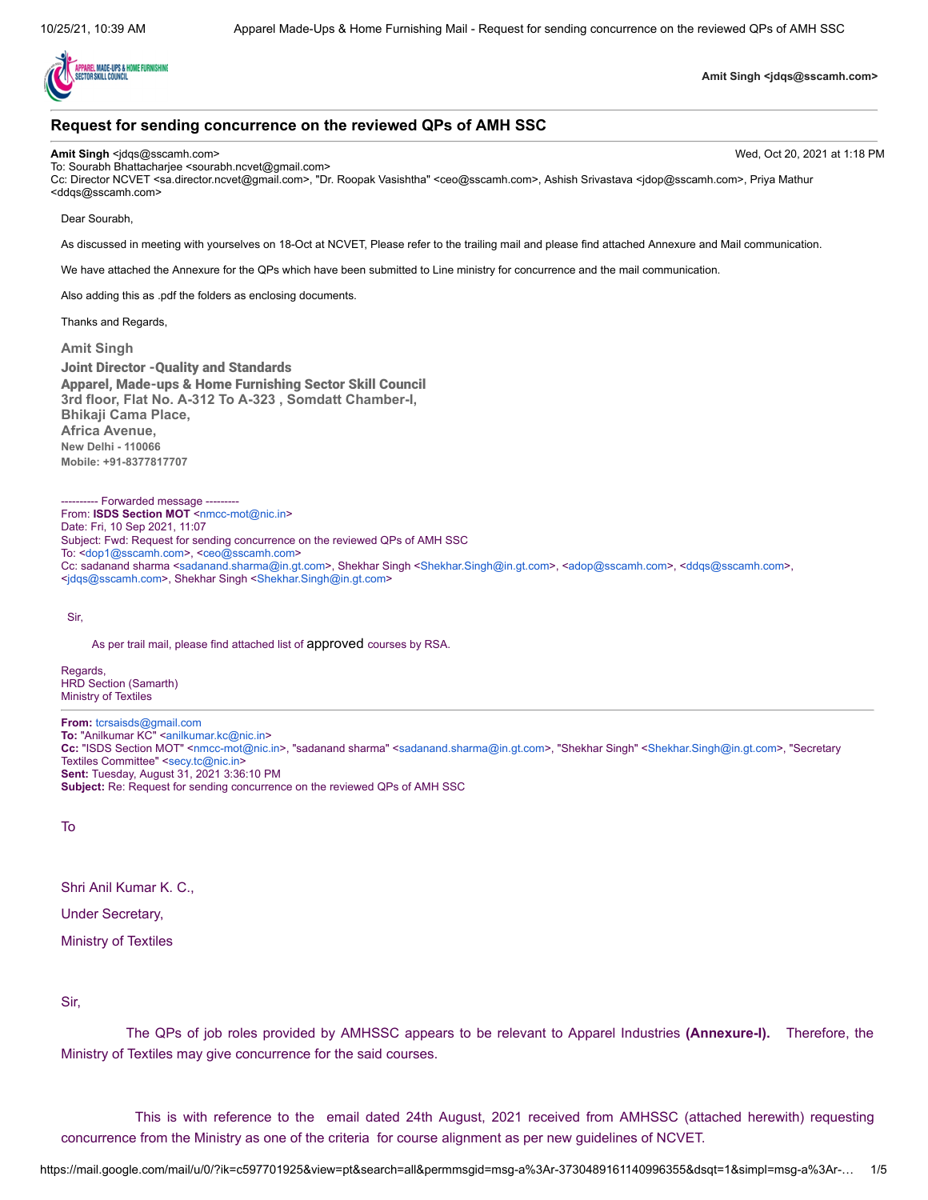Amit Singh <jdqs@sscamh.com>

## Request for sending concurrence on the reviewed QPs of AMH SSC

**Amit Singh** <jdqs@sscamh.com> Wed, Oct 20, 2021 at 1:18 PM
To: Sourabh Bhattacharjee <sourabh.ncvet@gmail.com>
Cc: Director NCVET <sa.director.ncvet@gmail.com>, "Dr. Roopak Vasishtha" <ceo@sscamh.com>, Ashish Srivastava <jdop@sscamh.com>, Priya Mathur <ddqs@sscamh.com>

Dear Sourabh,

As discussed in meeting with yourselves on 18-Oct at NCVET, Please refer to the trailing mail and please find attached Annexure and Mail communication.

We have attached the Annexure for the QPs which have been submitted to Line ministry for concurrence and the mail communication.

Also adding this as .pdf the folders as enclosing documents.

Thanks and Regards,

Amit Singh
**Joint Director -Quality and Standards**
**Apparel, Made-ups & Home Furnishing Sector Skill Council**
**3rd floor, Flat No. A-312 To A-323 , Somdatt Chamber-I,**
**Bhikaji Cama Place,**
**Africa Avenue,**
**New Delhi - 110066**
**Mobile: +91-8377817707**

---------- Forwarded message ---------
From: **ISDS Section MOT** <nmcc-mot@nic.in>
Date: Fri, 10 Sep 2021, 11:07
Subject: Fwd: Request for sending concurrence on the reviewed QPs of AMH SSC
To: <dop1@sscamh.com>, <ceo@sscamh.com>
Cc: sadanand sharma <sadanand.sharma@in.gt.com>, Shekhar Singh <Shekhar.Singh@in.gt.com>, <adop@sscamh.com>, <ddqs@sscamh.com>, <jdqs@sscamh.com>, Shekhar Singh <Shekhar.Singh@in.gt.com>

Sir,

As per trail mail, please find attached list of approved courses by RSA.

Regards,
HRD Section (Samarth)
Ministry of Textiles

---

**From:** tcrsaisds@gmail.com
**To:** "Anilkumar KC" <anilkumar.kc@nic.in>
**Cc:** "ISDS Section MOT" <nmcc-mot@nic.in>, "sadanand sharma" <sadanand.sharma@in.gt.com>, "Shekhar Singh" <Shekhar.Singh@in.gt.com>, "Secretary Textiles Committee" <secy.tc@nic.in>
**Sent:** Tuesday, August 31, 2021 3:36:10 PM
**Subject:** Re: Request for sending concurrence on the reviewed QPs of AMH SSC

To

Shri Anil Kumar K. C.,

Under Secretary,

Ministry of Textiles

Sir,

The QPs of job roles provided by AMHSSC appears to be relevant to Apparel Industries **(Annexure-I).** Therefore, the Ministry of Textiles may give concurrence for the said courses.

This is with reference to the email dated 24th August, 2021 received from AMHSSC (attached herewith) requesting concurrence from the Ministry as one of the criteria for course alignment as per new guidelines of NCVET.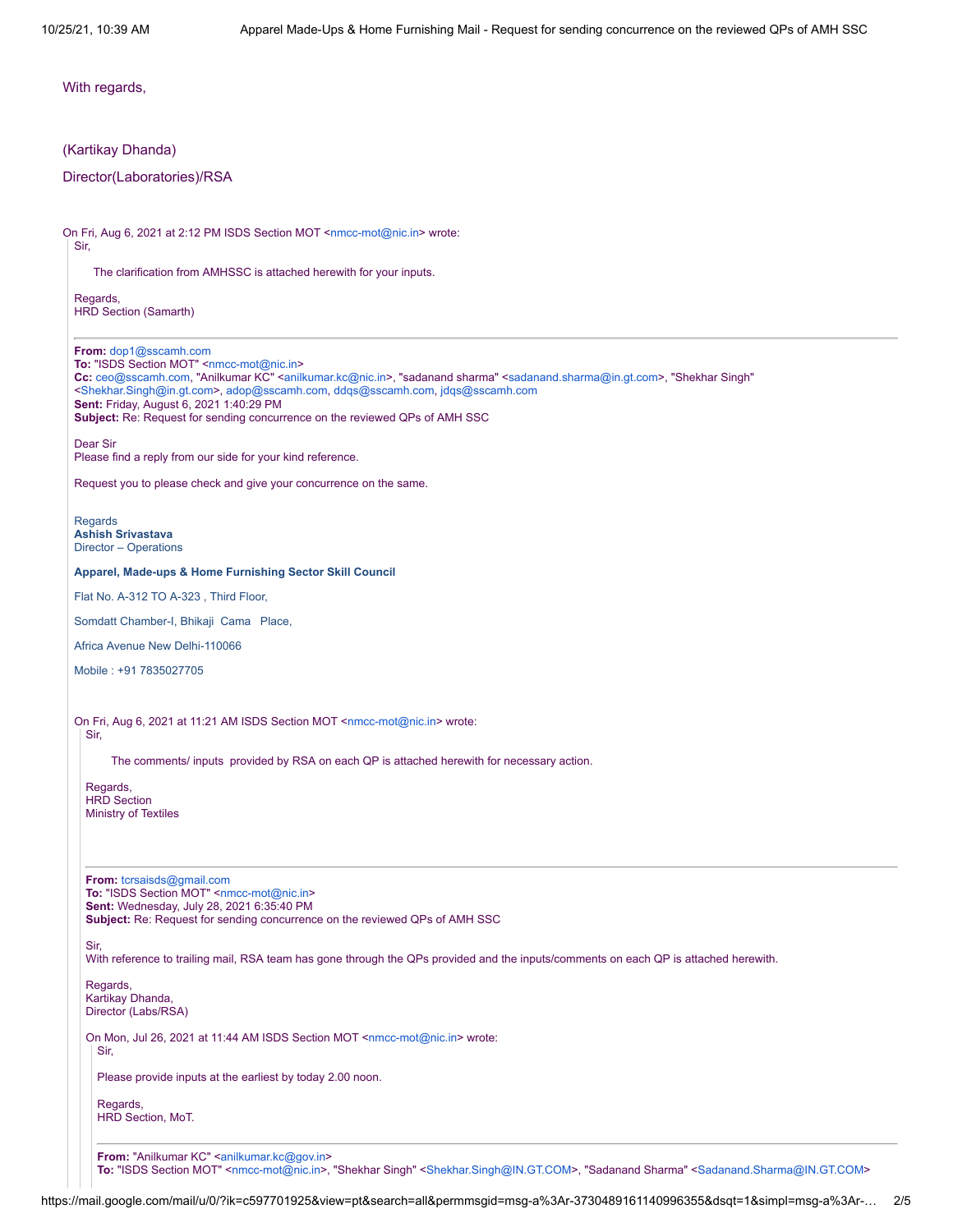With regards,

(Kartikay Dhanda)

Director(Laboratories)/RSA

On Fri, Aug 6, 2021 at 2:12 PM ISDS Section MOT <nmcc-mot@nic.in> wrote:

Sir,

The clarification from AMHSSC is attached herewith for your inputs.

Regards,
HRD Section (Samarth)

---

**From:** dop1@sscamh.com
**To:** "ISDS Section MOT" <nmcc-mot@nic.in>
**Cc:** ceo@sscamh.com, "Anilkumar KC" <anilkumar.kc@nic.in>, "sadanand sharma" <sadanand.sharma@in.gt.com>, "Shekhar Singh" <Shekhar.Singh@in.gt.com>, adop@sscamh.com, ddqs@sscamh.com, jdqs@sscamh.com
**Sent:** Friday, August 6, 2021 1:40:29 PM
**Subject:** Re: Request for sending concurrence on the reviewed QPs of AMH SSC

Dear Sir
Please find a reply from our side for your kind reference.

Request you to please check and give your concurrence on the same.

Regards
**Ashish Srivastava**
Director – Operations

**Apparel, Made-ups & Home Furnishing Sector Skill Council**

Flat No. A-312 TO A-323 , Third Floor,

Somdatt Chamber-I, Bhikaji Cama Place,

Africa Avenue New Delhi-110066

Mobile : +91 7835027705

On Fri, Aug 6, 2021 at 11:21 AM ISDS Section MOT <nmcc-mot@nic.in> wrote:

Sir,

The comments/ inputs provided by RSA on each QP is attached herewith for necessary action.

Regards,
HRD Section
Ministry of Textiles

---

**From:** tcrsaisds@gmail.com
**To:** "ISDS Section MOT" <nmcc-mot@nic.in>
**Sent:** Wednesday, July 28, 2021 6:35:40 PM
**Subject:** Re: Request for sending concurrence on the reviewed QPs of AMH SSC

Sir,
With reference to trailing mail, RSA team has gone through the QPs provided and the inputs/comments on each QP is attached herewith.

Regards,
Kartikay Dhanda,
Director (Labs/RSA)

On Mon, Jul 26, 2021 at 11:44 AM ISDS Section MOT <nmcc-mot@nic.in> wrote:

Sir,

Please provide inputs at the earliest by today 2.00 noon.

Regards,
HRD Section, MoT.

---

**From:** "Anilkumar KC" <anilkumar.kc@gov.in>
**To:** "ISDS Section MOT" <nmcc-mot@nic.in>, "Shekhar Singh" <Shekhar.Singh@IN.GT.COM>, "Sadanand Sharma" <Sadanand.Sharma@IN.GT.COM>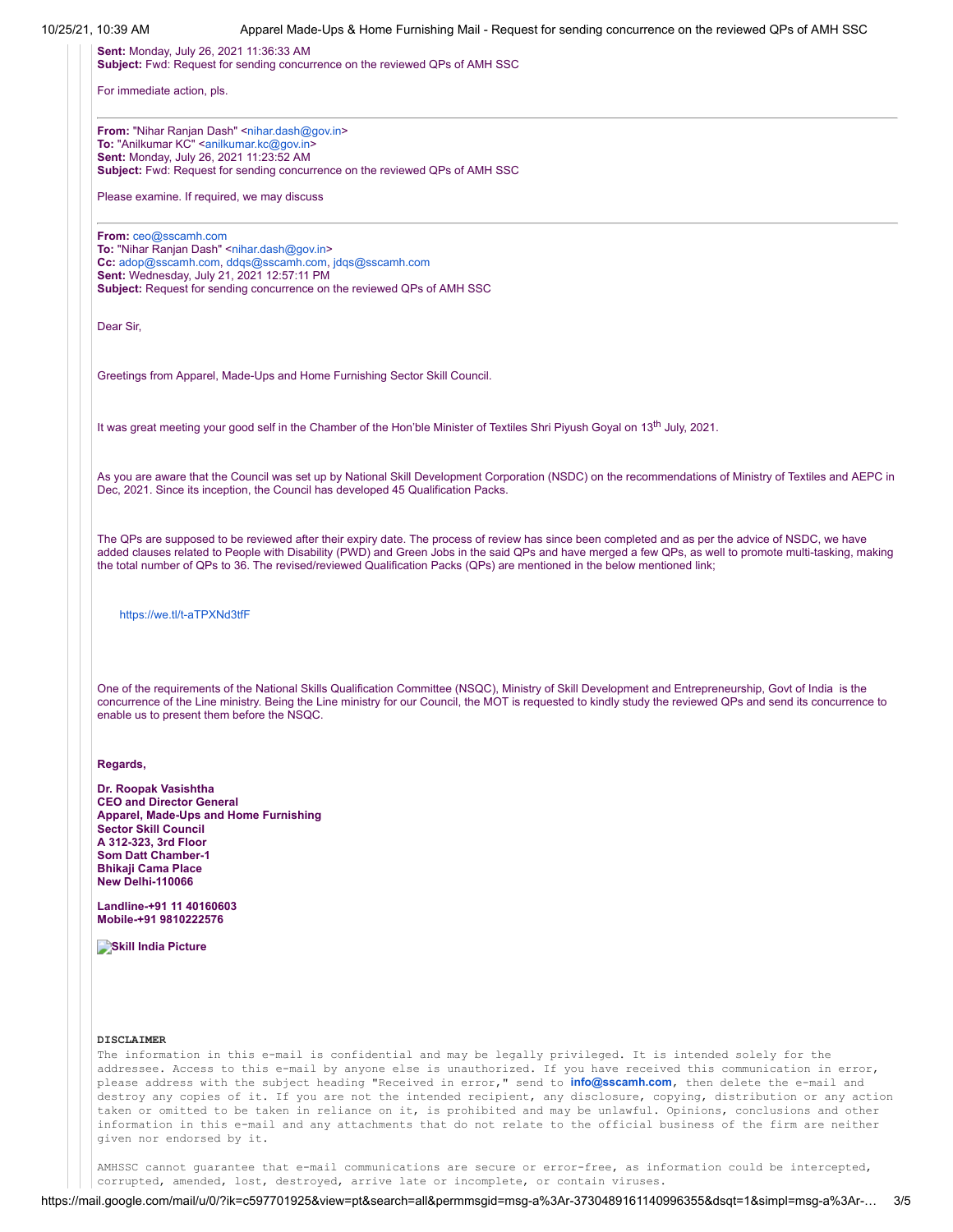**Sent:** Monday, July 26, 2021 11:36:33 AM
**Subject:** Fwd: Request for sending concurrence on the reviewed QPs of AMH SSC

For immediate action, pls.

---

**From:** "Nihar Ranjan Dash" <nihar.dash@gov.in>
**To:** "Anilkumar KC" <anilkumar.kc@gov.in>
**Sent:** Monday, July 26, 2021 11:23:52 AM
**Subject:** Fwd: Request for sending concurrence on the reviewed QPs of AMH SSC

Please examine. If required, we may discuss

---

**From:** ceo@sscamh.com
**To:** "Nihar Ranjan Dash" <nihar.dash@gov.in>
**Cc:** adop@sscamh.com, ddqs@sscamh.com, jdqs@sscamh.com
**Sent:** Wednesday, July 21, 2021 12:57:11 PM
**Subject:** Request for sending concurrence on the reviewed QPs of AMH SSC

Dear Sir,

Greetings from Apparel, Made-Ups and Home Furnishing Sector Skill Council.

It was great meeting your good self in the Chamber of the Hon'ble Minister of Textiles Shri Piyush Goyal on 13th July, 2021.

As you are aware that the Council was set up by National Skill Development Corporation (NSDC) on the recommendations of Ministry of Textiles and AEPC in Dec, 2021. Since its inception, the Council has developed 45 Qualification Packs.

The QPs are supposed to be reviewed after their expiry date. The process of review has since been completed and as per the advice of NSDC, we have added clauses related to People with Disability (PWD) and Green Jobs in the said QPs and have merged a few QPs, as well to promote multi-tasking, making the total number of QPs to 36. The revised/reviewed Qualification Packs (QPs) are mentioned in the below mentioned link;

https://we.tl/t-aTPXNd3tfF

One of the requirements of the National Skills Qualification Committee (NSQC), Ministry of Skill Development and Entrepreneurship, Govt of India is the concurrence of the Line ministry. Being the Line ministry for our Council, the MOT is requested to kindly study the reviewed QPs and send its concurrence to enable us to present them before the NSQC.

**Regards,**

**Dr. Roopak Vasishtha**
**CEO and Director General**
**Apparel, Made-Ups and Home Furnishing**
**Sector Skill Council**
**A 312-323, 3rd Floor**
**Som Datt Chamber-1**
**Bhikaji Cama Place**
**New Delhi-110066**

**Landline-+91 11 40160603**
**Mobile-+91 9810222576**

**Skill India Picture**

**DISCLAIMER**
The information in this e-mail is confidential and may be legally privileged. It is intended solely for the addressee. Access to this e-mail by anyone else is unauthorized. If you have received this communication in error, please address with the subject heading "Received in error," send to **info@sscamh.com**, then delete the e-mail and destroy any copies of it. If you are not the intended recipient, any disclosure, copying, distribution or any action taken or omitted to be taken in reliance on it, is prohibited and may be unlawful. Opinions, conclusions and other information in this e-mail and any attachments that do not relate to the official business of the firm are neither given nor endorsed by it.

AMHSSC cannot guarantee that e-mail communications are secure or error-free, as information could be intercepted, corrupted, amended, lost, destroyed, arrive late or incomplete, or contain viruses.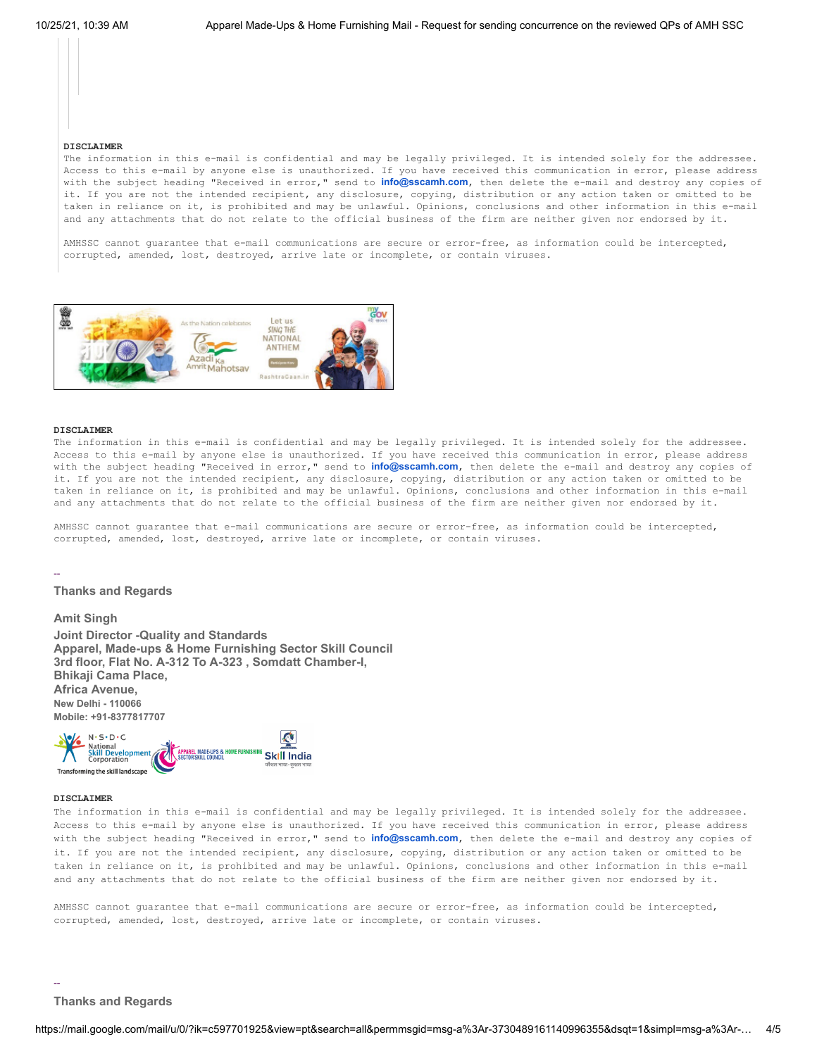**DISCLAIMER**
The information in this e-mail is confidential and may be legally privileged. It is intended solely for the addressee. Access to this e-mail by anyone else is unauthorized. If you have received this communication in error, please address with the subject heading "Received in error," send to **info@sscamh.com**, then delete the e-mail and destroy any copies of it. If you are not the intended recipient, any disclosure, copying, distribution or any action taken or omitted to be taken in reliance on it, is prohibited and may be unlawful. Opinions, conclusions and other information in this e-mail and any attachments that do not relate to the official business of the firm are neither given nor endorsed by it.

AMHSSC cannot guarantee that e-mail communications are secure or error-free, as information could be intercepted, corrupted, amended, lost, destroyed, arrive late or incomplete, or contain viruses.

**DISCLAIMER**
The information in this e-mail is confidential and may be legally privileged. It is intended solely for the addressee. Access to this e-mail by anyone else is unauthorized. If you have received this communication in error, please address with the subject heading "Received in error," send to **info@sscamh.com**, then delete the e-mail and destroy any copies of it. If you are not the intended recipient, any disclosure, copying, distribution or any action taken or omitted to be taken in reliance on it, is prohibited and may be unlawful. Opinions, conclusions and other information in this e-mail and any attachments that do not relate to the official business of the firm are neither given nor endorsed by it.

AMHSSC cannot guarantee that e-mail communications are secure or error-free, as information could be intercepted, corrupted, amended, lost, destroyed, arrive late or incomplete, or contain viruses.

--
**Thanks and Regards**

**Amit Singh**

**Joint Director -Quality and Standards**
**Apparel, Made-ups & Home Furnishing Sector Skill Council**
**3rd floor, Flat No. A-312 To A-323 , Somdatt Chamber-I,**
**Bhikaji Cama Place,**
**Africa Avenue,**
**New Delhi - 110066**
**Mobile: +91-8377817707**

**DISCLAIMER**
The information in this e-mail is confidential and may be legally privileged. It is intended solely for the addressee. Access to this e-mail by anyone else is unauthorized. If you have received this communication in error, please address with the subject heading "Received in error," send to **info@sscamh.com**, then delete the e-mail and destroy any copies of it. If you are not the intended recipient, any disclosure, copying, distribution or any action taken or omitted to be taken in reliance on it, is prohibited and may be unlawful. Opinions, conclusions and other information in this e-mail and any attachments that do not relate to the official business of the firm are neither given nor endorsed by it.

AMHSSC cannot guarantee that e-mail communications are secure or error-free, as information could be intercepted, corrupted, amended, lost, destroyed, arrive late or incomplete, or contain viruses.

--
**Thanks and Regards**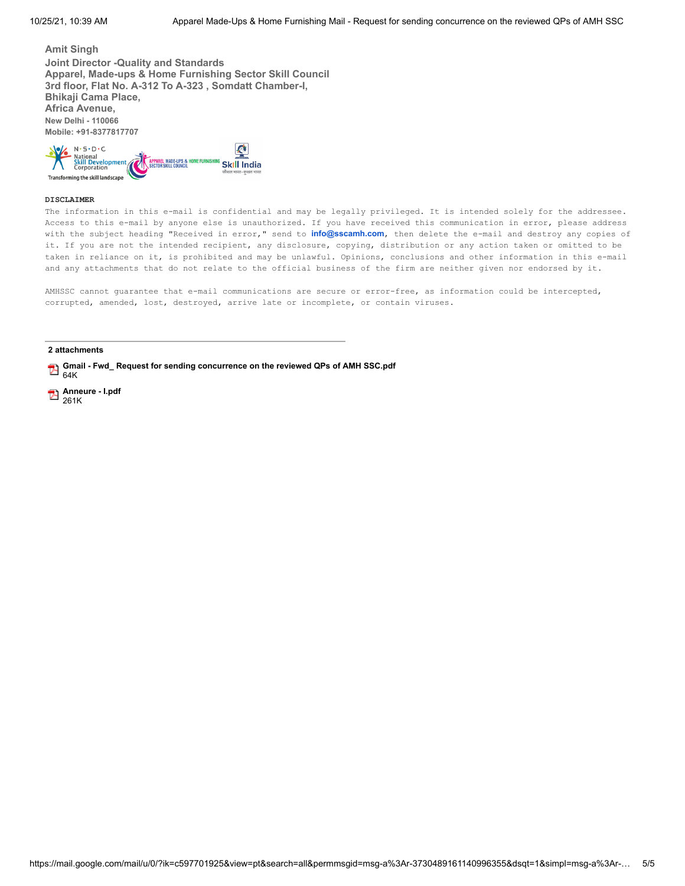**Amit Singh**
**Joint Director -Quality and Standards**
**Apparel, Made-ups & Home Furnishing Sector Skill Council**
**3rd floor, Flat No. A-312 To A-323 , Somdatt Chamber-I,**
**Bhikaji Cama Place,**
**Africa Avenue,**
**New Delhi - 110066**
**Mobile: +91-8377817707**

**DISCLAIMER**

The information in this e-mail is confidential and may be legally privileged. It is intended solely for the addressee. Access to this e-mail by anyone else is unauthorized. If you have received this communication in error, please address with the subject heading "Received in error," send to **info@sscamh.com**, then delete the e-mail and destroy any copies of it. If you are not the intended recipient, any disclosure, copying, distribution or any action taken or omitted to be taken in reliance on it, is prohibited and may be unlawful. Opinions, conclusions and other information in this e-mail and any attachments that do not relate to the official business of the firm are neither given nor endorsed by it.

AMHSSC cannot guarantee that e-mail communications are secure or error-free, as information could be intercepted, corrupted, amended, lost, destroyed, arrive late or incomplete, or contain viruses.

---

**2 attachments**

**Gmail - Fwd_ Request for sending concurrence on the reviewed QPs of AMH SSC.pdf**
64K

**Anneure - I.pdf**
261K